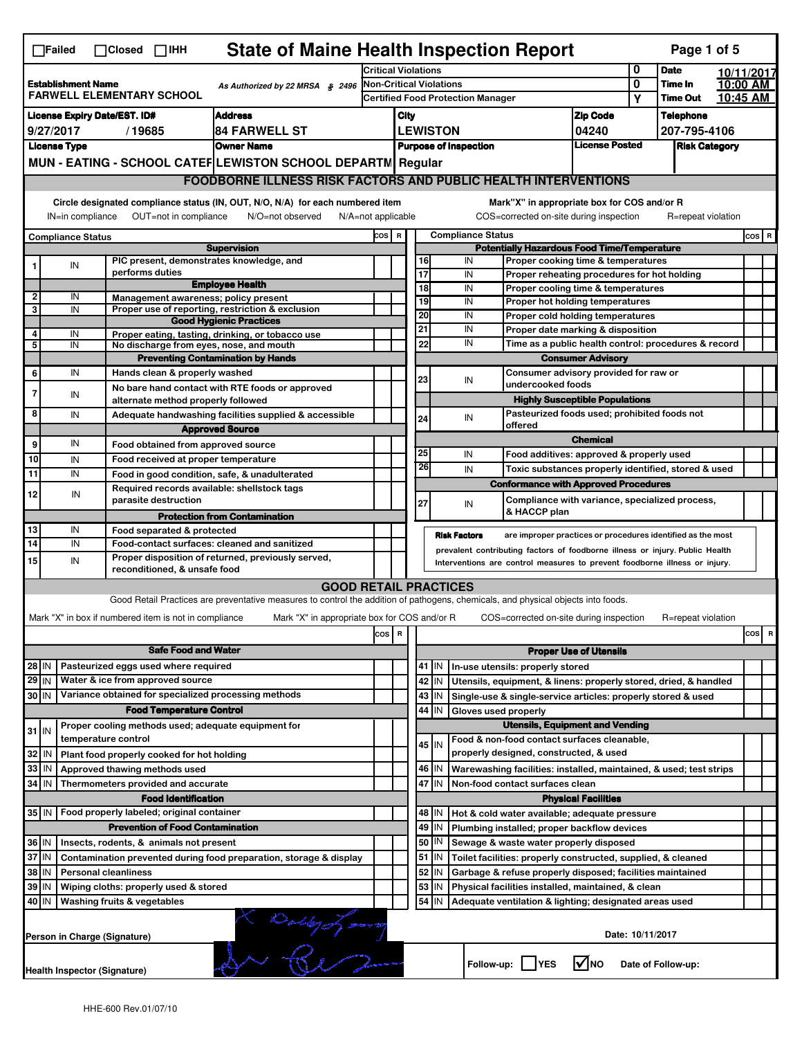# State of Maine Health Inspection Report

☐Failed ☐Closed ☐IHH

| | | | |
|---|---|---|---|
| **Establishment Name** FARWELL ELEMENTARY SCHOOL | As Authorized by 22 MRSA § 2496 | Critical Violations: 0 | **Date** 10/11/2017 |
| | | Non-Critical Violations: 0 | **Time In** 10:00 AM |
| | | Certified Food Protection Manager: Y | **Time Out** 10:45 AM |

| License Expiry Date/EST. ID# | Address | City | Zip Code | Telephone |
|---|---|---|---|---|
| 9/27/2017 / 19685 | 84 FARWELL ST | LEWISTON | 04240 | 207-795-4106 |

| License Type | Owner Name | Purpose of Inspection | License Posted | Risk Category |
|---|---|---|---|---|
| MUN - EATING - SCHOOL CATEF | LEWISTON SCHOOL DEPARTM | Regular | | |

## FOODBORNE ILLNESS RISK FACTORS AND PUBLIC HEALTH INTERVENTIONS

Circle designated compliance status (IN, OUT, N/O, N/A) for each numbered item
IN=in compliance OUT=not in compliance N/O=not observed N/A=not applicable

Mark"X" in appropriate box for COS and/or R
COS=corrected on-site during inspection R=repeat violation

| # | Compliance Status | | COS | R |
|---|---|---|---|---|
| | | **Supervision** | | |
| 1 | IN | PIC present, demonstrates knowledge, and performs duties | | |
| | | **Employee Health** | | |
| 2 | IN | Management awareness; policy present | | |
| 3 | IN | Proper use of reporting, restriction & exclusion | | |
| | | **Good Hygienic Practices** | | |
| 4 | IN | Proper eating, tasting, drinking, or tobacco use | | |
| 5 | IN | No discharge from eyes, nose, and mouth | | |
| | | **Preventing Contamination by Hands** | | |
| 6 | IN | Hands clean & properly washed | | |
| 7 | IN | No bare hand contact with RTE foods or approved alternate method properly followed | | |
| 8 | IN | Adequate handwashing facilities supplied & accessible | | |
| | | **Approved Source** | | |
| 9 | IN | Food obtained from approved source | | |
| 10 | IN | Food received at proper temperature | | |
| 11 | IN | Food in good condition, safe, & unadulterated | | |
| 12 | IN | Required records available: shellstock tags parasite destruction | | |
| | | **Protection from Contamination** | | |
| 13 | IN | Food separated & protected | | |
| 14 | IN | Food-contact surfaces: cleaned and sanitized | | |
| 15 | IN | Proper disposition of returned, previously served, reconditioned, & unsafe food | | |

| # | Compliance Status | | COS | R |
|---|---|---|---|---|
| | | **Potentially Hazardous Food Time/Temperature** | | |
| 16 | IN | Proper cooking time & temperatures | | |
| 17 | IN | Proper reheating procedures for hot holding | | |
| 18 | IN | Proper cooling time & temperatures | | |
| 19 | IN | Proper hot holding temperatures | | |
| 20 | IN | Proper cold holding temperatures | | |
| 21 | IN | Proper date marking & disposition | | |
| 22 | IN | Time as a public health control: procedures & record | | |
| | | **Consumer Advisory** | | |
| 23 | IN | Consumer advisory provided for raw or undercooked foods | | |
| | | **Highly Susceptible Populations** | | |
| 24 | IN | Pasteurized foods used; prohibited foods not offered | | |
| | | **Chemical** | | |
| 25 | IN | Food additives: approved & properly used | | |
| 26 | IN | Toxic substances properly identified, stored & used | | |
| | | **Conformance with Approved Procedures** | | |
| 27 | IN | Compliance with variance, specialized process, & HACCP plan | | |

**Risk Factors** are improper practices or procedures identified as the most prevalent contributing factors of foodborne illness or injury. Public Health Interventions are control measures to prevent foodborne illness or injury.

## GOOD RETAIL PRACTICES

Good Retail Practices are preventative measures to control the addition of pathogens, chemicals, and physical objects into foods.

Mark "X" in box if numbered item is not in compliance Mark "X" in appropriate box for COS and/or R COS=corrected on-site during inspection R=repeat violation

| # | | | COS | R |
|---|---|---|---|---|
| | | **Safe Food and Water** | | |
| 28 | IN | Pasteurized eggs used where required | | |
| 29 | IN | Water & ice from approved source | | |
| 30 | IN | Variance obtained for specialized processing methods | | |
| | | **Food Temperature Control** | | |
| 31 | IN | Proper cooling methods used; adequate equipment for temperature control | | |
| 32 | IN | Plant food properly cooked for hot holding | | |
| 33 | IN | Approved thawing methods used | | |
| 34 | IN | Thermometers provided and accurate | | |
| | | **Food Identification** | | |
| 35 | IN | Food properly labeled; original container | | |
| | | **Prevention of Food Contamination** | | |
| 36 | IN | Insects, rodents, & animals not present | | |
| 37 | IN | Contamination prevented during food preparation, storage & display | | |
| 38 | IN | Personal cleanliness | | |
| 39 | IN | Wiping cloths: properly used & stored | | |
| 40 | IN | Washing fruits & vegetables | | |

| # | | | COS | R |
|---|---|---|---|---|
| | | **Proper Use of Utensils** | | |
| 41 | IN | In-use utensils: properly stored | | |
| 42 | IN | Utensils, equipment, & linens: properly stored, dried, & handled | | |
| 43 | IN | Single-use & single-service articles: properly stored & used | | |
| 44 | IN | Gloves used properly | | |
| | | **Utensils, Equipment and Vending** | | |
| 45 | IN | Food & non-food contact surfaces cleanable, properly designed, constructed, & used | | |
| 46 | IN | Warewashing facilities: installed, maintained, & used; test strips | | |
| 47 | IN | Non-food contact surfaces clean | | |
| | | **Physical Facilities** | | |
| 48 | IN | Hot & cold water available; adequate pressure | | |
| 49 | IN | Plumbing installed; proper backflow devices | | |
| 50 | IN | Sewage & waste water properly disposed | | |
| 51 | IN | Toilet facilities: properly constructed, supplied, & cleaned | | |
| 52 | IN | Garbage & refuse properly disposed; facilities maintained | | |
| 53 | IN | Physical facilities installed, maintained, & clean | | |
| 54 | IN | Adequate ventilation & lighting; designated areas used | | |

Person in Charge (Signature) [signature]

Date: 10/11/2017

Health Inspector (Signature) [signature]

Follow-up: ☐YES ☑NO Date of Follow-up:

HHE-600 Rev.01/07/10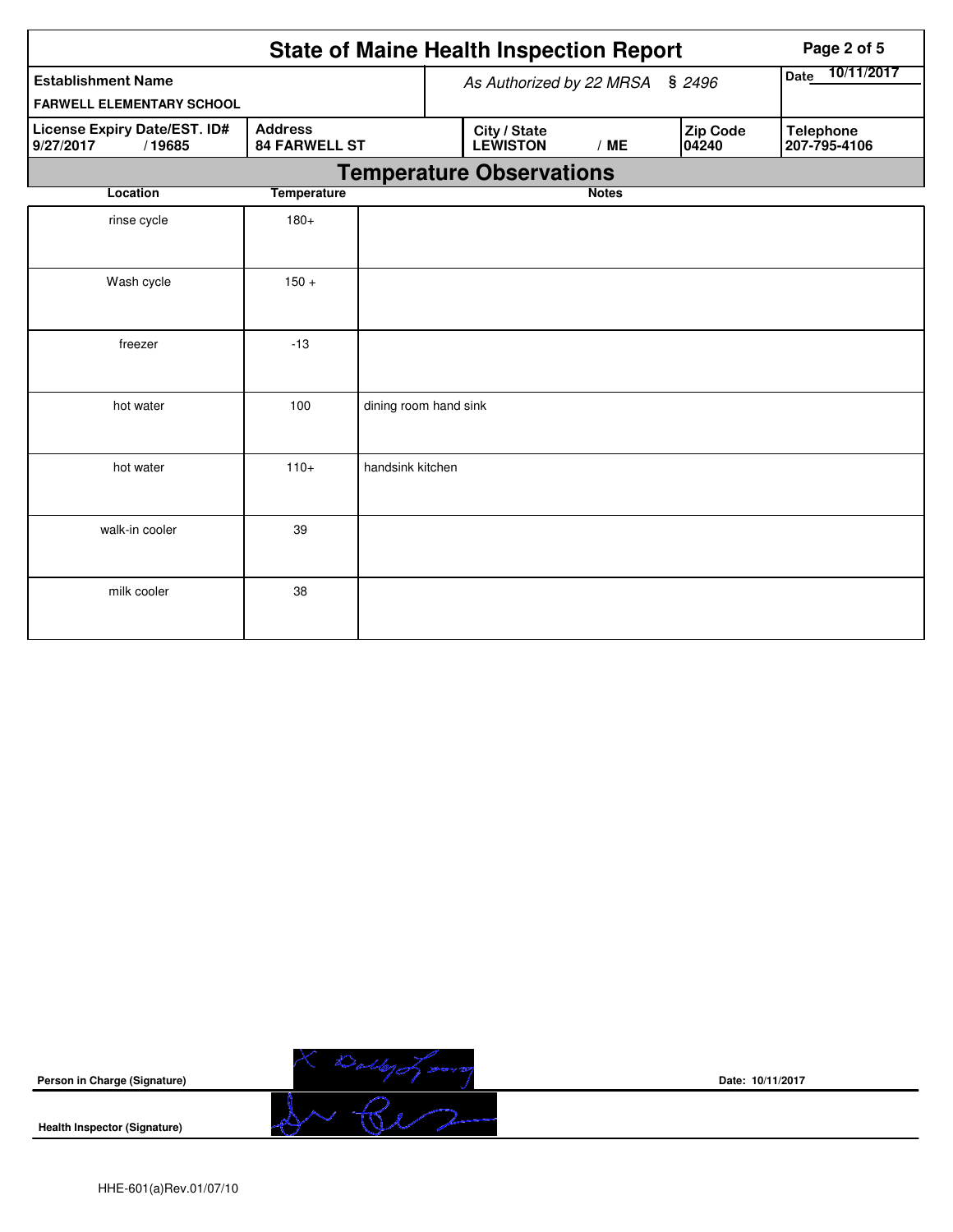# State of Maine Health Inspection Report

| Establishment Name | As Authorized by 22 MRSA § 2496 | Date 10/11/2017 |
|---|---|---|
| FARWELL ELEMENTARY SCHOOL | | |

| License Expiry Date/EST. ID# | Address | City / State | Zip Code | Telephone |
|---|---|---|---|---|
| 9/27/2017 / 19685 | 84 FARWELL ST | LEWISTON / ME | 04240 | 207-795-4106 |

## Temperature Observations

| Location | Temperature | Notes |
|---|---|---|
| rinse cycle | 180+ | |
| Wash cycle | 150 + | |
| freezer | -13 | |
| hot water | 100 | dining room hand sink |
| hot water | 110+ | handsink kitchen |
| walk-in cooler | 39 | |
| milk cooler | 38 | |

**Person in Charge (Signature)** Date: 10/11/2017

**Health Inspector (Signature)**

HHE-601(a)Rev.01/07/10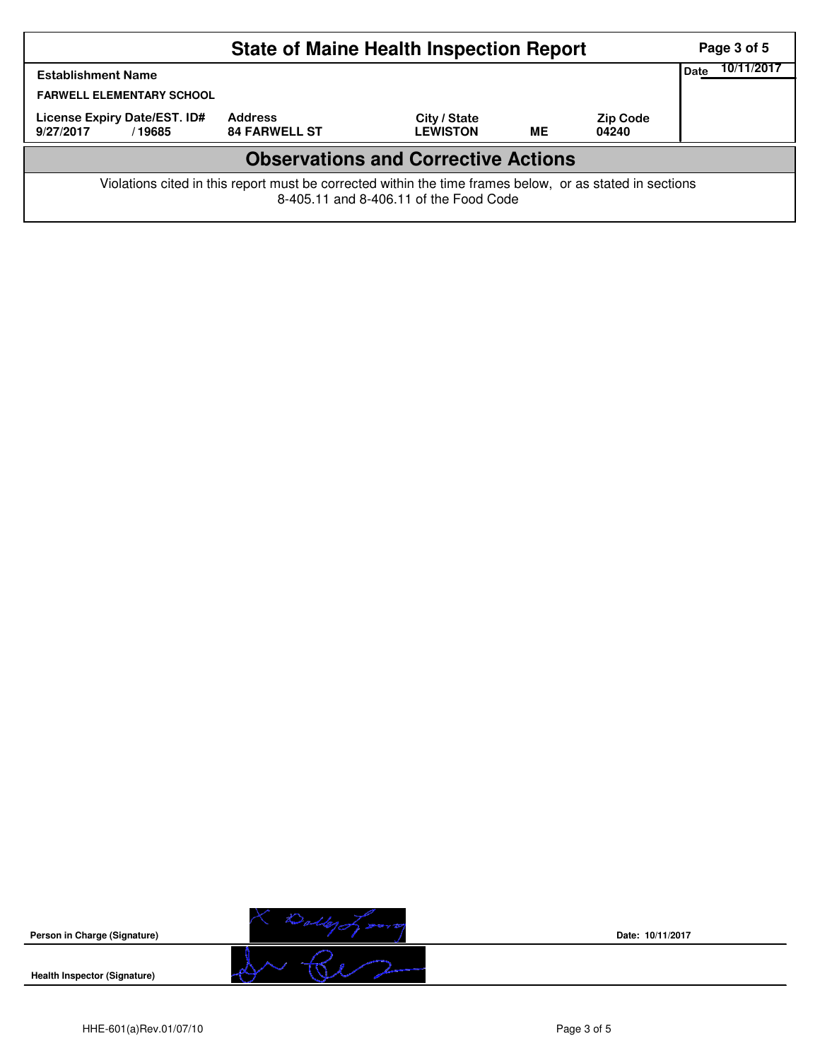# State of Maine Health Inspection Report

| Establishment Name | | | | | Date 10/11/2017 |
|---|---|---|---|---|---|
| FARWELL ELEMENTARY SCHOOL | | | | | |
| License Expiry Date/EST. ID# | Address | City / State | | Zip Code | |
| 9/27/2017 / 19685 | 84 FARWELL ST | LEWISTON | ME | 04240 | |

## Observations and Corrective Actions

Violations cited in this report must be corrected within the time frames below, or as stated in sections 8-405.11 and 8-406.11 of the Food Code

**Person in Charge (Signature)**

Date: 10/11/2017

**Health Inspector (Signature)**

HHE-601(a)Rev.01/07/10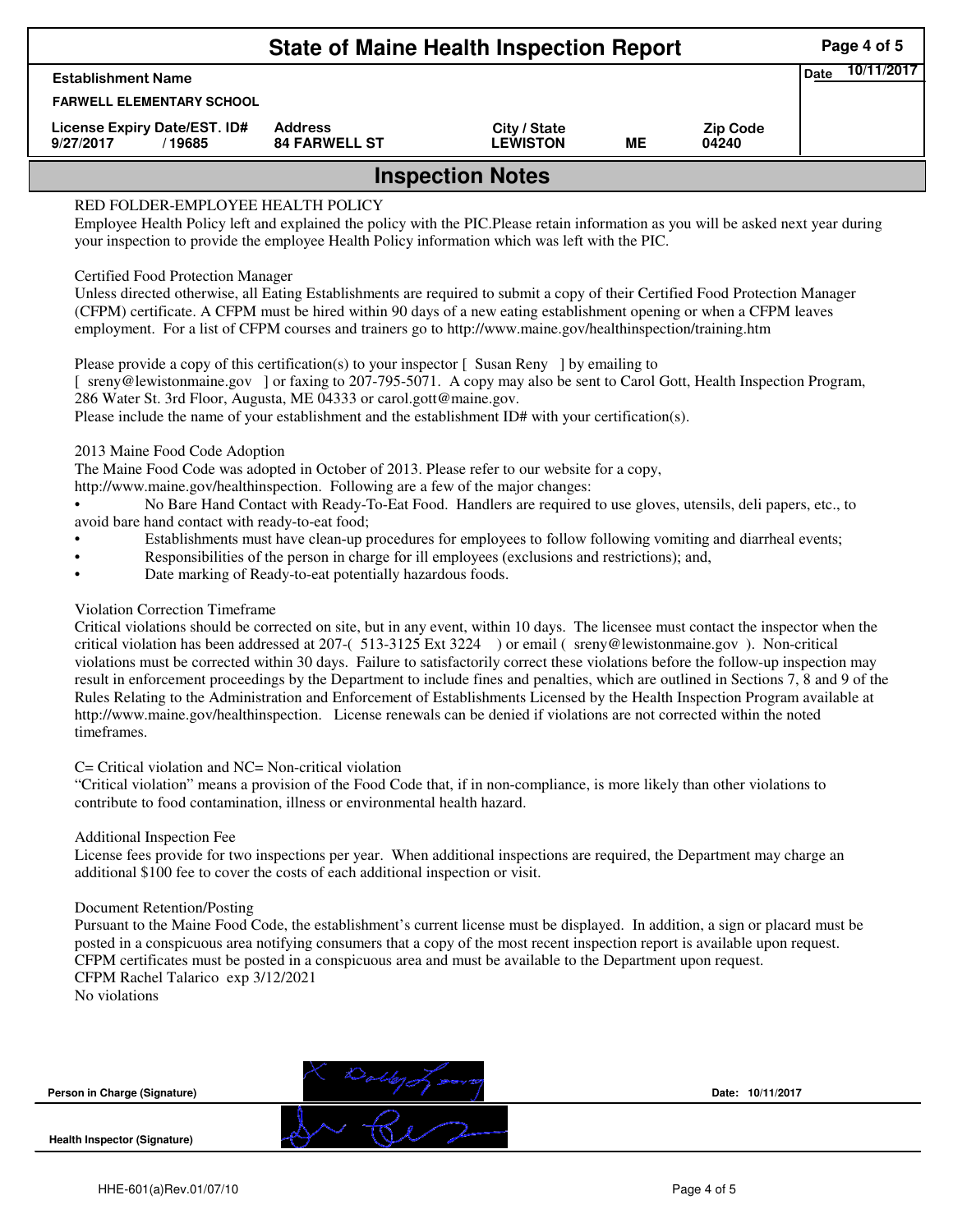# State of Maine Health Inspection Report

| Establishment Name | | | | | Date 10/11/2017 |
|---|---|---|---|---|---|
| FARWELL ELEMENTARY SCHOOL | | | | | |
| License Expiry Date/EST. ID# | Address | City / State | | Zip Code | |
| 9/27/2017 / 19685 | 84 FARWELL ST | LEWISTON | ME | 04240 | |

## Inspection Notes

RED FOLDER-EMPLOYEE HEALTH POLICY
Employee Health Policy left and explained the policy with the PIC.Please retain information as you will be asked next year during your inspection to provide the employee Health Policy information which was left with the PIC.

Certified Food Protection Manager
Unless directed otherwise, all Eating Establishments are required to submit a copy of their Certified Food Protection Manager (CFPM) certificate. A CFPM must be hired within 90 days of a new eating establishment opening or when a CFPM leaves employment. For a list of CFPM courses and trainers go to http://www.maine.gov/healthinspection/training.htm

Please provide a copy of this certification(s) to your inspector [ Susan Reny ] by emailing to
[ sreny@lewistonmaine.gov ] or faxing to 207-795-5071. A copy may also be sent to Carol Gott, Health Inspection Program, 286 Water St. 3rd Floor, Augusta, ME 04333 or carol.gott@maine.gov.
Please include the name of your establishment and the establishment ID# with your certification(s).

2013 Maine Food Code Adoption
The Maine Food Code was adopted in October of 2013. Please refer to our website for a copy,
http://www.maine.gov/healthinspection. Following are a few of the major changes:

- No Bare Hand Contact with Ready-To-Eat Food. Handlers are required to use gloves, utensils, deli papers, etc., to avoid bare hand contact with ready-to-eat food;
- Establishments must have clean-up procedures for employees to follow following vomiting and diarrheal events;
- Responsibilities of the person in charge for ill employees (exclusions and restrictions); and,
- Date marking of Ready-to-eat potentially hazardous foods.

Violation Correction Timeframe
Critical violations should be corrected on site, but in any event, within 10 days. The licensee must contact the inspector when the critical violation has been addressed at 207-( 513-3125 Ext 3224 ) or email ( sreny@lewistonmaine.gov ). Non-critical violations must be corrected within 30 days. Failure to satisfactorily correct these violations before the follow-up inspection may result in enforcement proceedings by the Department to include fines and penalties, which are outlined in Sections 7, 8 and 9 of the Rules Relating to the Administration and Enforcement of Establishments Licensed by the Health Inspection Program available at http://www.maine.gov/healthinspection. License renewals can be denied if violations are not corrected within the noted timeframes.

C= Critical violation and NC= Non-critical violation
"Critical violation" means a provision of the Food Code that, if in non-compliance, is more likely than other violations to contribute to food contamination, illness or environmental health hazard.

Additional Inspection Fee
License fees provide for two inspections per year. When additional inspections are required, the Department may charge an additional $100 fee to cover the costs of each additional inspection or visit.

Document Retention/Posting
Pursuant to the Maine Food Code, the establishment's current license must be displayed. In addition, a sign or placard must be posted in a conspicuous area notifying consumers that a copy of the most recent inspection report is available upon request. CFPM certificates must be posted in a conspicuous area and must be available to the Department upon request.
CFPM Rachel Talarico exp 3/12/2021
No violations

Person in Charge (Signature) Date: 10/11/2017

Health Inspector (Signature)

HHE-601(a)Rev.01/07/10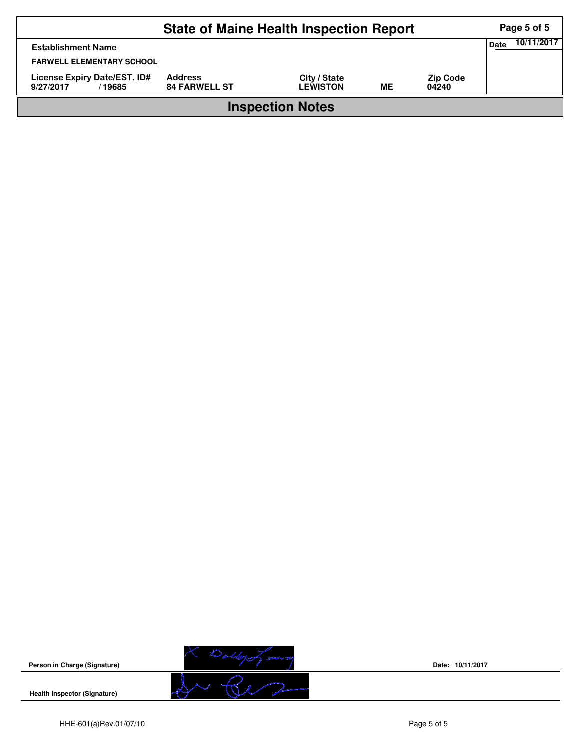# State of Maine Health Inspection Report

| | | | | | |
|---|---|---|---|---|---|
| **Establishment Name** | | | | | **Date** 10/11/2017 |
| FARWELL ELEMENTARY SCHOOL | | | | | |
| **License Expiry Date/EST. ID#** 9/27/2017 / 19685 | **Address** 84 FARWELL ST | **City / State** LEWISTON | ME | **Zip Code** 04240 | |

## Inspection Notes

**Person in Charge (Signature)** Date: 10/11/2017

**Health Inspector (Signature)**

HHE-601(a)Rev.01/07/10